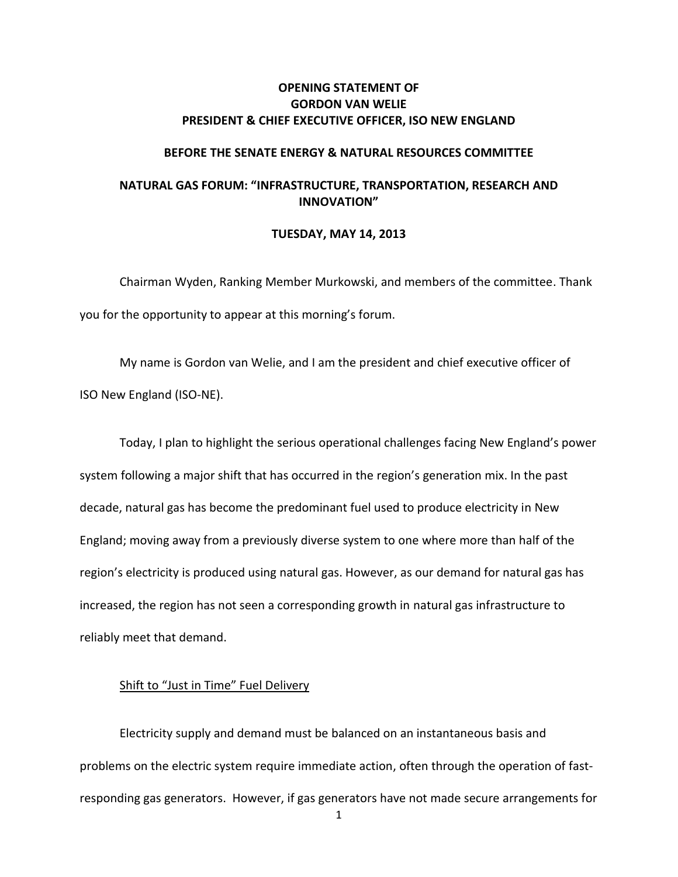**OPENING STATEMENT OF**
**GORDON VAN WELIE**
**PRESIDENT & CHIEF EXECUTIVE OFFICER, ISO NEW ENGLAND**

**BEFORE THE SENATE ENERGY & NATURAL RESOURCES COMMITTEE**

**NATURAL GAS FORUM: "INFRASTRUCTURE, TRANSPORTATION, RESEARCH AND INNOVATION"**

**TUESDAY, MAY 14, 2013**

Chairman Wyden, Ranking Member Murkowski, and members of the committee. Thank you for the opportunity to appear at this morning's forum.

My name is Gordon van Welie, and I am the president and chief executive officer of ISO New England (ISO-NE).

Today, I plan to highlight the serious operational challenges facing New England's power system following a major shift that has occurred in the region's generation mix. In the past decade, natural gas has become the predominant fuel used to produce electricity in New England; moving away from a previously diverse system to one where more than half of the region's electricity is produced using natural gas. However, as our demand for natural gas has increased, the region has not seen a corresponding growth in natural gas infrastructure to reliably meet that demand.

<u>Shift to "Just in Time" Fuel Delivery</u>

Electricity supply and demand must be balanced on an instantaneous basis and problems on the electric system require immediate action, often through the operation of fast-responding gas generators. However, if gas generators have not made secure arrangements for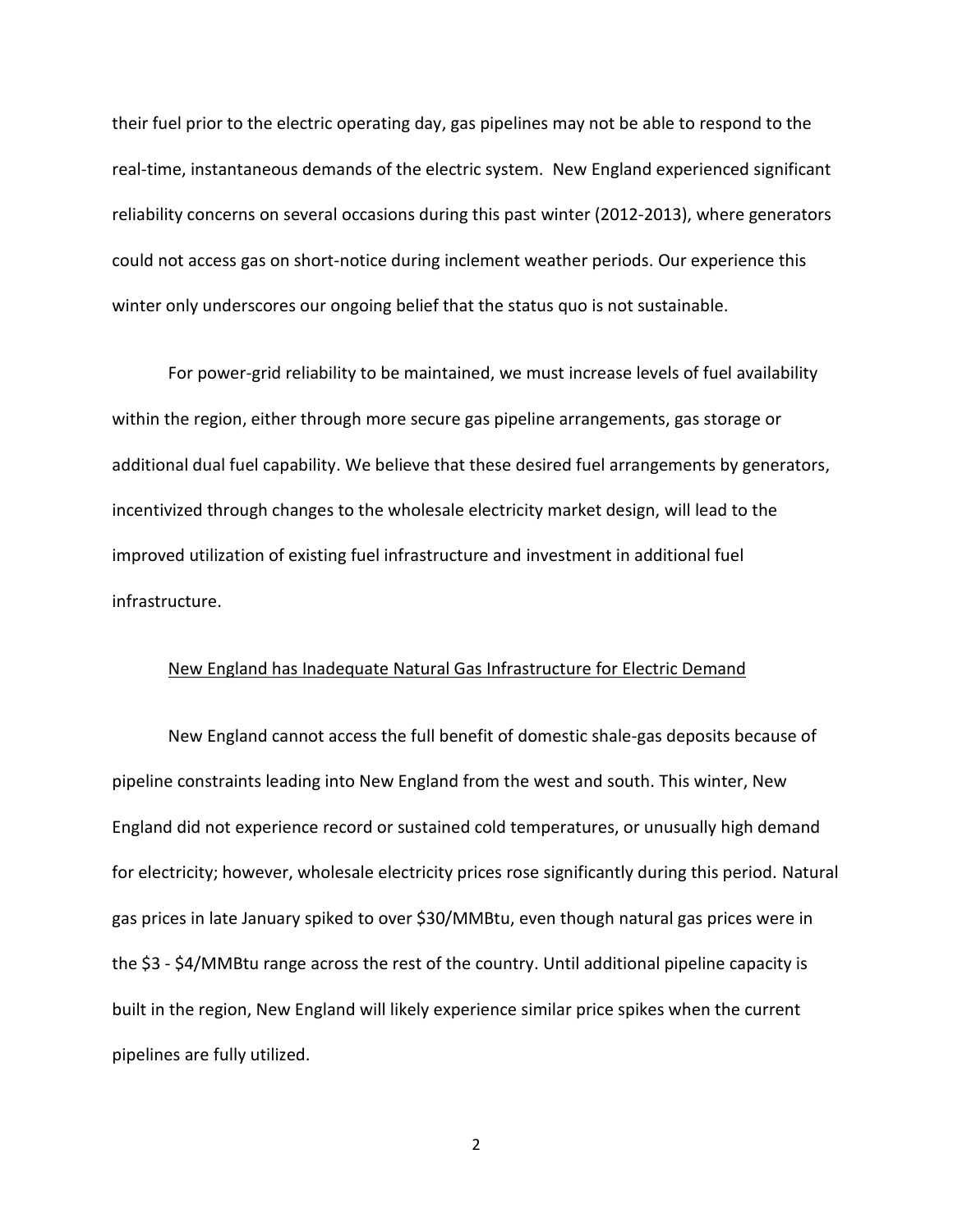their fuel prior to the electric operating day, gas pipelines may not be able to respond to the real-time, instantaneous demands of the electric system. New England experienced significant reliability concerns on several occasions during this past winter (2012-2013), where generators could not access gas on short-notice during inclement weather periods. Our experience this winter only underscores our ongoing belief that the status quo is not sustainable.

For power-grid reliability to be maintained, we must increase levels of fuel availability within the region, either through more secure gas pipeline arrangements, gas storage or additional dual fuel capability. We believe that these desired fuel arrangements by generators, incentivized through changes to the wholesale electricity market design, will lead to the improved utilization of existing fuel infrastructure and investment in additional fuel infrastructure.

<u>New England has Inadequate Natural Gas Infrastructure for Electric Demand</u>

New England cannot access the full benefit of domestic shale-gas deposits because of pipeline constraints leading into New England from the west and south. This winter, New England did not experience record or sustained cold temperatures, or unusually high demand for electricity; however, wholesale electricity prices rose significantly during this period. Natural gas prices in late January spiked to over $30/MMBtu, even though natural gas prices were in the $3 - $4/MMBtu range across the rest of the country. Until additional pipeline capacity is built in the region, New England will likely experience similar price spikes when the current pipelines are fully utilized.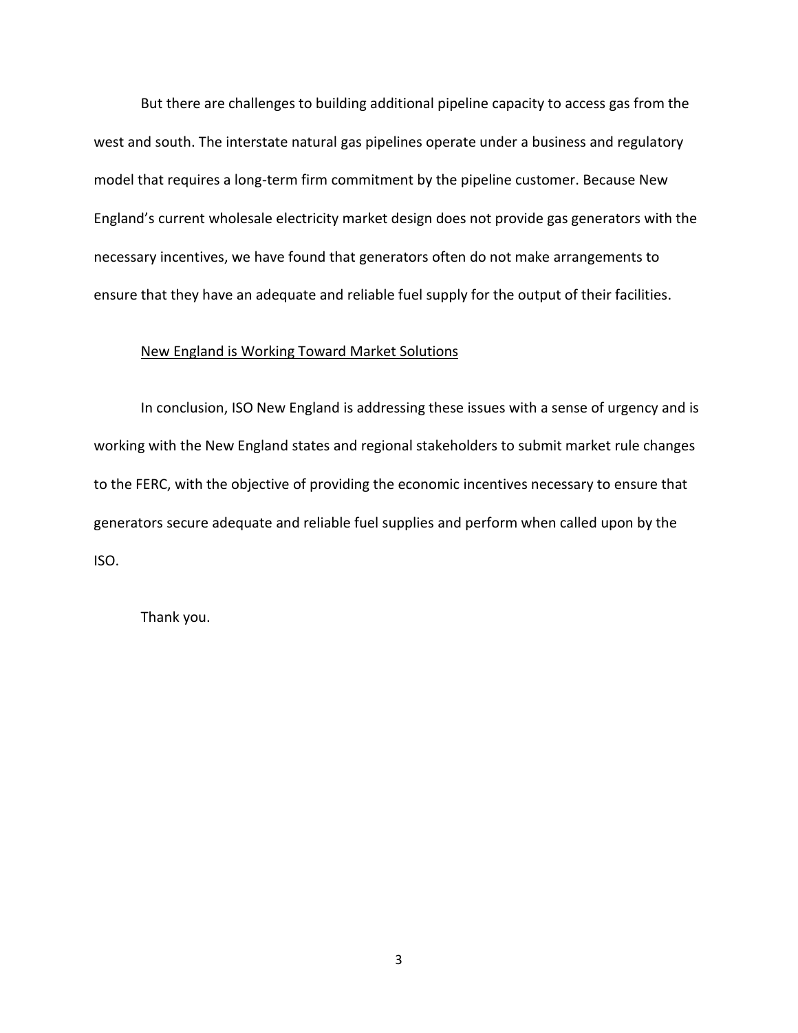But there are challenges to building additional pipeline capacity to access gas from the west and south. The interstate natural gas pipelines operate under a business and regulatory model that requires a long-term firm commitment by the pipeline customer. Because New England's current wholesale electricity market design does not provide gas generators with the necessary incentives, we have found that generators often do not make arrangements to ensure that they have an adequate and reliable fuel supply for the output of their facilities.

<u>New England is Working Toward Market Solutions</u>

In conclusion, ISO New England is addressing these issues with a sense of urgency and is working with the New England states and regional stakeholders to submit market rule changes to the FERC, with the objective of providing the economic incentives necessary to ensure that generators secure adequate and reliable fuel supplies and perform when called upon by the ISO.

Thank you.